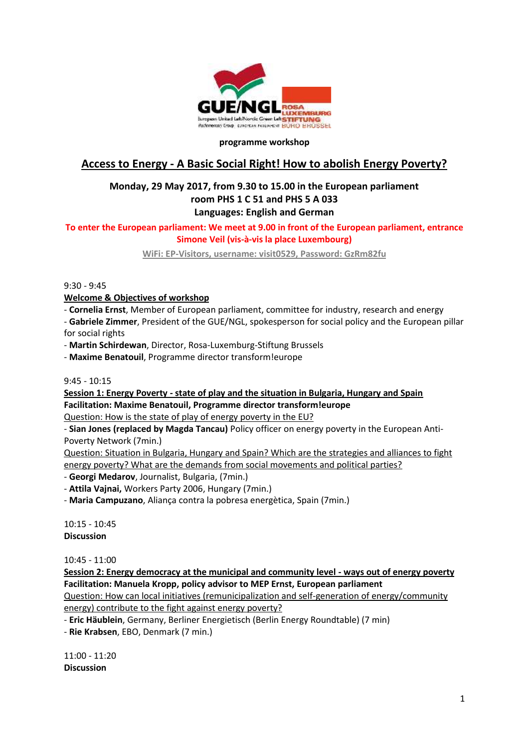**programme workshop**

# Access to Energy - A Basic Social Right! How to abolish Energy Poverty?

**Monday, 29 May 2017, from 9.30 to 15.00 in the European parliament**
**room PHS 1 C 51 and PHS 5 A 033**
**Languages: English and German**

**To enter the European parliament: We meet at 9.00 in front of the European parliament, entrance Simone Veil (vis-à-vis la place Luxembourg)**

WiFi: EP-Visitors, username: visit0529, Password: GzRm82fu

9:30 - 9:45

**Welcome & Objectives of workshop**

- **Cornelia Ernst**, Member of European parliament, committee for industry, research and energy
- **Gabriele Zimmer**, President of the GUE/NGL, spokesperson for social policy and the European pillar for social rights
- **Martin Schirdewan**, Director, Rosa-Luxemburg-Stiftung Brussels
- **Maxime Benatouil**, Programme director transform!europe

9:45 - 10:15

**Session 1: Energy Poverty - state of play and the situation in Bulgaria, Hungary and Spain**

**Facilitation: Maxime Benatouil, Programme director transform!europe**

Question: How is the state of play of energy poverty in the EU?

- **Sian Jones (replaced by Magda Tancau)** Policy officer on energy poverty in the European Anti-Poverty Network (7min.)

Question: Situation in Bulgaria, Hungary and Spain? Which are the strategies and alliances to fight energy poverty? What are the demands from social movements and political parties?

- **Georgi Medarov**, Journalist, Bulgaria, (7min.)
- **Attila Vajnai,** Workers Party 2006, Hungary (7min.)
- **Maria Campuzano**, Aliança contra la pobresa energètica, Spain (7min.)

10:15 - 10:45

**Discussion**

10:45 - 11:00

**Session 2: Energy democracy at the municipal and community level - ways out of energy poverty**

**Facilitation: Manuela Kropp, policy advisor to MEP Ernst, European parliament**

Question: How can local initiatives (remunicipalization and self-generation of energy/community energy) contribute to the fight against energy poverty?

- **Eric Häublein**, Germany, Berliner Energietisch (Berlin Energy Roundtable) (7 min)
- **Rie Krabsen**, EBO, Denmark (7 min.)

11:00 - 11:20

**Discussion**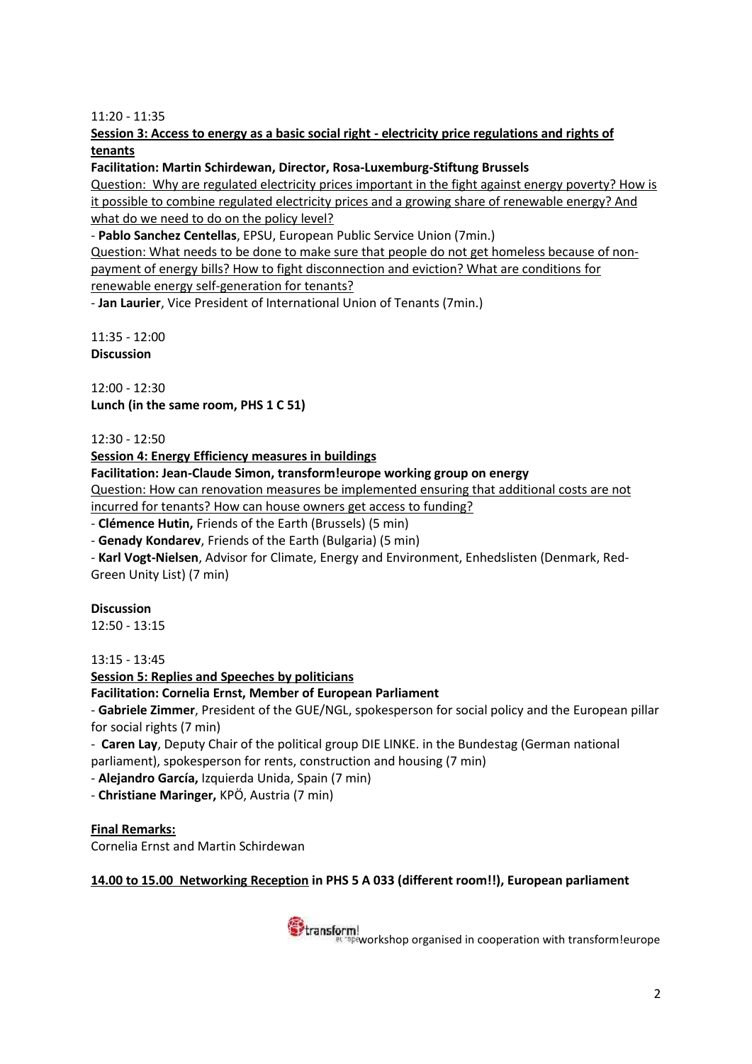11:20 - 11:35

**Session 3: Access to energy as a basic social right - electricity price regulations and rights of tenants**

**Facilitation: Martin Schirdewan, Director, Rosa-Luxemburg-Stiftung Brussels**

Question: Why are regulated electricity prices important in the fight against energy poverty? How is it possible to combine regulated electricity prices and a growing share of renewable energy? And what do we need to do on the policy level?

- **Pablo Sanchez Centellas**, EPSU, European Public Service Union (7min.)

Question: What needs to be done to make sure that people do not get homeless because of non-payment of energy bills? How to fight disconnection and eviction? What are conditions for renewable energy self-generation for tenants?

- **Jan Laurier**, Vice President of International Union of Tenants (7min.)

11:35 - 12:00
**Discussion**

12:00 - 12:30
**Lunch (in the same room, PHS 1 C 51)**

12:30 - 12:50

**Session 4: Energy Efficiency measures in buildings**

**Facilitation: Jean-Claude Simon, transform!europe working group on energy**

Question: How can renovation measures be implemented ensuring that additional costs are not incurred for tenants? How can house owners get access to funding?

- **Clémence Hutin,** Friends of the Earth (Brussels) (5 min)
- **Genady Kondarev**, Friends of the Earth (Bulgaria) (5 min)
- **Karl Vogt-Nielsen**, Advisor for Climate, Energy and Environment, Enhedslisten (Denmark, Red-Green Unity List) (7 min)

**Discussion**
12:50 - 13:15

13:15 - 13:45

**Session 5: Replies and Speeches by politicians**

**Facilitation: Cornelia Ernst, Member of European Parliament**

- **Gabriele Zimmer**, President of the GUE/NGL, spokesperson for social policy and the European pillar for social rights (7 min)
- **Caren Lay**, Deputy Chair of the political group DIE LINKE. in the Bundestag (German national parliament), spokesperson for rents, construction and housing (7 min)
- **Alejandro García,** Izquierda Unida, Spain (7 min)
- **Christiane Maringer,** KPÖ, Austria (7 min)

**Final Remarks:**

Cornelia Ernst and Martin Schirdewan

**14.00 to 15.00 Networking Reception in PHS 5 A 033 (different room!!), European parliament**

workshop organised in cooperation with transform!europe